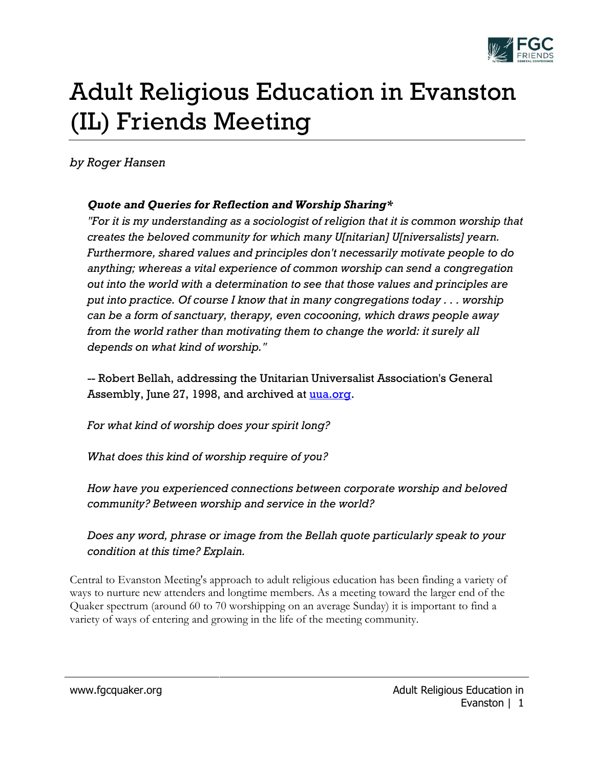# Adult Religious Education in Evanston (IL) Friends Meeting

*by Roger Hansen*

> ***Quote and Queries for Reflection and Worship Sharing****
>
> *"For it is my understanding as a sociologist of religion that it is common worship that creates the beloved community for which many U[nitarian] U[niversalists] yearn. Furthermore, shared values and principles don't necessarily motivate people to do anything; whereas a vital experience of common worship can send a congregation out into the world with a determination to see that those values and principles are put into practice. Of course I know that in many congregations today . . . worship can be a form of sanctuary, therapy, even cocooning, which draws people away from the world rather than motivating them to change the world: it surely all depends on what kind of worship."*
>
> -- Robert Bellah, addressing the Unitarian Universalist Association's General Assembly, June 27, 1998, and archived at uua.org.
>
> *For what kind of worship does your spirit long?*
>
> *What does this kind of worship require of you?*
>
> *How have you experienced connections between corporate worship and beloved community? Between worship and service in the world?*
>
> *Does any word, phrase or image from the Bellah quote particularly speak to your condition at this time? Explain.*

Central to Evanston Meeting's approach to adult religious education has been finding a variety of ways to nurture new attenders and longtime members. As a meeting toward the larger end of the Quaker spectrum (around 60 to 70 worshipping on an average Sunday) it is important to find a variety of ways of entering and growing in the life of the meeting community.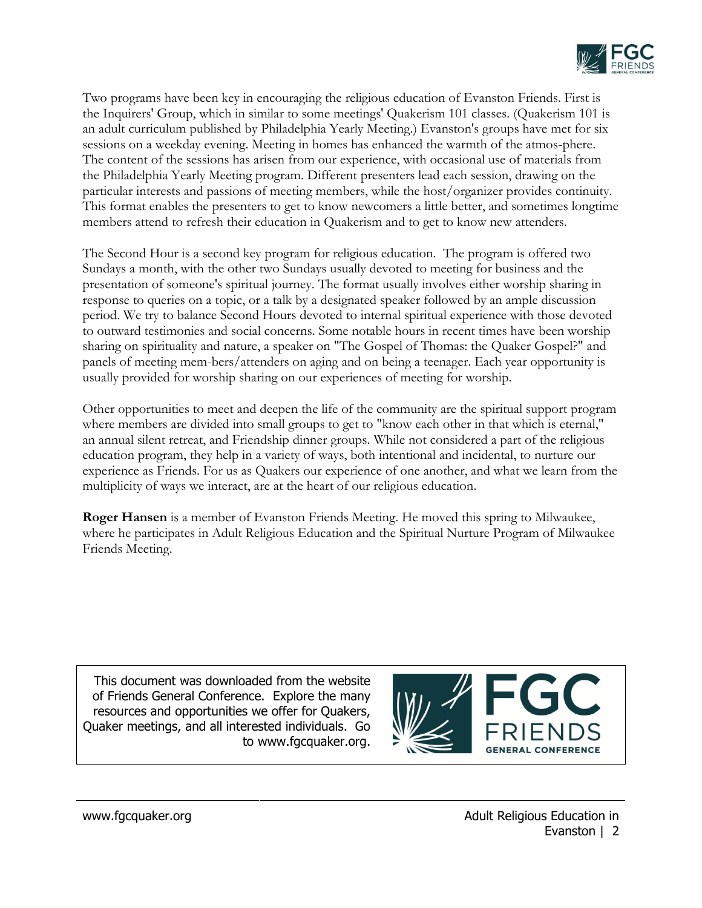Two programs have been key in encouraging the religious education of Evanston Friends. First is the Inquirers' Group, which in similar to some meetings' Quakerism 101 classes. (Quakerism 101 is an adult curriculum published by Philadelphia Yearly Meeting.) Evanston's groups have met for six sessions on a weekday evening. Meeting in homes has enhanced the warmth of the atmos-phere. The content of the sessions has arisen from our experience, with occasional use of materials from the Philadelphia Yearly Meeting program. Different presenters lead each session, drawing on the particular interests and passions of meeting members, while the host/organizer provides continuity. This format enables the presenters to get to know newcomers a little better, and sometimes longtime members attend to refresh their education in Quakerism and to get to know new attenders.

The Second Hour is a second key program for religious education. The program is offered two Sundays a month, with the other two Sundays usually devoted to meeting for business and the presentation of someone's spiritual journey. The format usually involves either worship sharing in response to queries on a topic, or a talk by a designated speaker followed by an ample discussion period. We try to balance Second Hours devoted to internal spiritual experience with those devoted to outward testimonies and social concerns. Some notable hours in recent times have been worship sharing on spirituality and nature, a speaker on "The Gospel of Thomas: the Quaker Gospel?" and panels of meeting mem-bers/attenders on aging and on being a teenager. Each year opportunity is usually provided for worship sharing on our experiences of meeting for worship.

Other opportunities to meet and deepen the life of the community are the spiritual support program where members are divided into small groups to get to "know each other in that which is eternal," an annual silent retreat, and Friendship dinner groups. While not considered a part of the religious education program, they help in a variety of ways, both intentional and incidental, to nurture our experience as Friends. For us as Quakers our experience of one another, and what we learn from the multiplicity of ways we interact, are at the heart of our religious education.

**Roger Hansen** is a member of Evanston Friends Meeting. He moved this spring to Milwaukee, where he participates in Adult Religious Education and the Spiritual Nurture Program of Milwaukee Friends Meeting.

This document was downloaded from the website of Friends General Conference. Explore the many resources and opportunities we offer for Quakers, Quaker meetings, and all interested individuals. Go to www.fgcquaker.org.

FGC FRIENDS GENERAL CONFERENCE